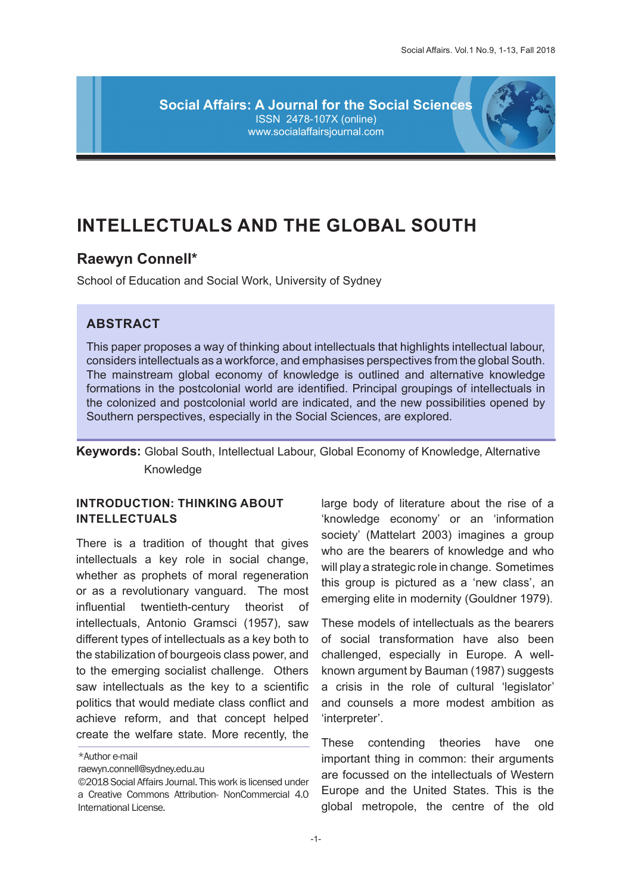# INTELLECTUALS AND THE GLOBAL SOUTH

**Raewyn Connell***

School of Education and Social Work, University of Sydney

## ABSTRACT

This paper proposes a way of thinking about intellectuals that highlights intellectual labour, considers intellectuals as a workforce, and emphasises perspectives from the global South. The mainstream global economy of knowledge is outlined and alternative knowledge formations in the postcolonial world are identified. Principal groupings of intellectuals in the colonized and postcolonial world are indicated, and the new possibilities opened by Southern perspectives, especially in the Social Sciences, are explored.

**Keywords:** Global South, Intellectual Labour, Global Economy of Knowledge, Alternative Knowledge

## INTRODUCTION: THINKING ABOUT INTELLECTUALS

There is a tradition of thought that gives intellectuals a key role in social change, whether as prophets of moral regeneration or as a revolutionary vanguard. The most influential twentieth-century theorist of intellectuals, Antonio Gramsci (1957), saw different types of intellectuals as a key both to the stabilization of bourgeois class power, and to the emerging socialist challenge. Others saw intellectuals as the key to a scientific politics that would mediate class conflict and achieve reform, and that concept helped create the welfare state. More recently, the large body of literature about the rise of a 'knowledge economy' or an 'information society' (Mattelart 2003) imagines a group who are the bearers of knowledge and who will play a strategic role in change. Sometimes this group is pictured as a 'new class', an emerging elite in modernity (Gouldner 1979).

These models of intellectuals as the bearers of social transformation have also been challenged, especially in Europe. A well-known argument by Bauman (1987) suggests a crisis in the role of cultural 'legislator' and counsels a more modest ambition as 'interpreter'.

These contending theories have one important thing in common: their arguments are focussed on the intellectuals of Western Europe and the United States. This is the global metropole, the centre of the old

*Author e-mail
raewyn.connell@sydney.edu.au
©2018 Social Affairs Journal. This work is licensed under a Creative Commons Attribution- NonCommercial 4.0 International License.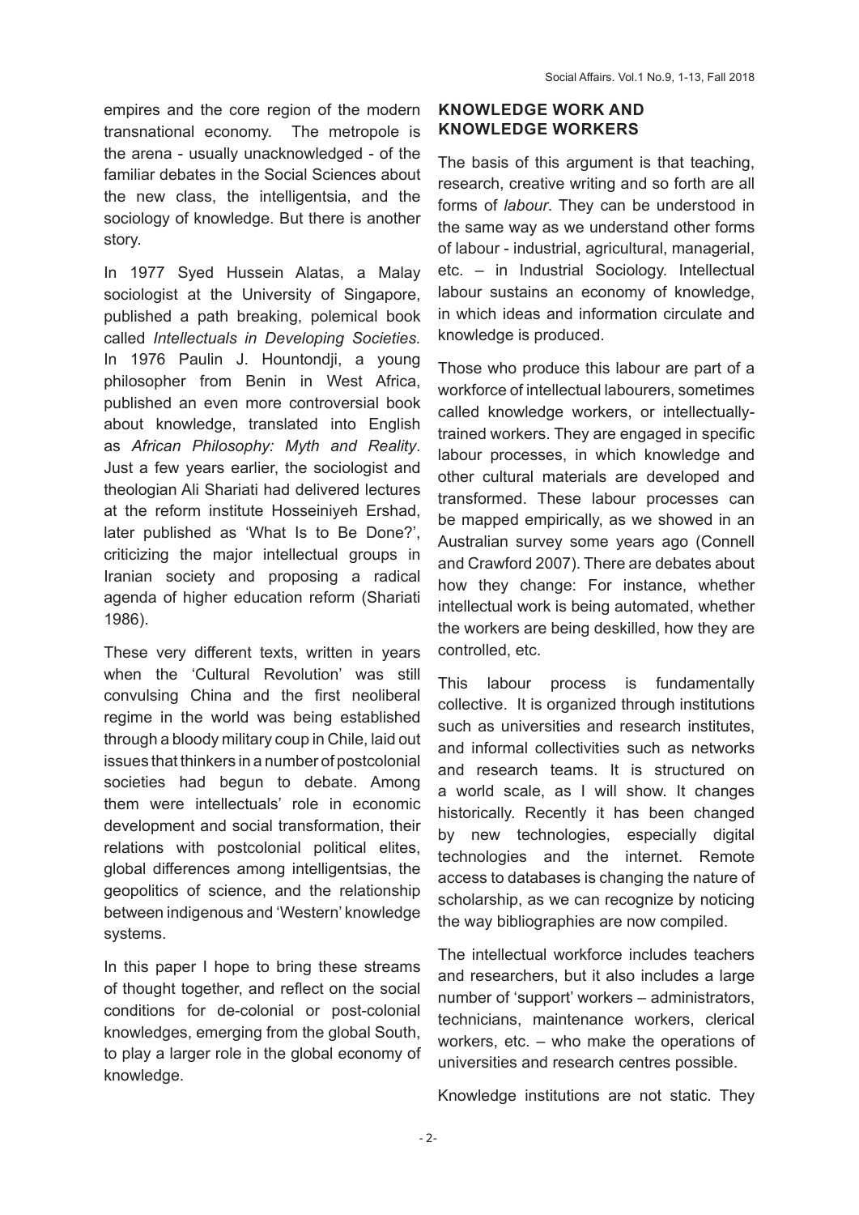empires and the core region of the modern transnational economy. The metropole is the arena - usually unacknowledged - of the familiar debates in the Social Sciences about the new class, the intelligentsia, and the sociology of knowledge. But there is another story.

In 1977 Syed Hussein Alatas, a Malay sociologist at the University of Singapore, published a path breaking, polemical book called *Intellectuals in Developing Societies.* In 1976 Paulin J. Hountondji, a young philosopher from Benin in West Africa, published an even more controversial book about knowledge, translated into English as *African Philosophy: Myth and Reality*. Just a few years earlier, the sociologist and theologian Ali Shariati had delivered lectures at the reform institute Hosseiniyeh Ershad, later published as 'What Is to Be Done?', criticizing the major intellectual groups in Iranian society and proposing a radical agenda of higher education reform (Shariati 1986).

These very different texts, written in years when the 'Cultural Revolution' was still convulsing China and the first neoliberal regime in the world was being established through a bloody military coup in Chile, laid out issues that thinkers in a number of postcolonial societies had begun to debate. Among them were intellectuals' role in economic development and social transformation, their relations with postcolonial political elites, global differences among intelligentsias, the geopolitics of science, and the relationship between indigenous and 'Western' knowledge systems.

In this paper I hope to bring these streams of thought together, and reflect on the social conditions for de-colonial or post-colonial knowledges, emerging from the global South, to play a larger role in the global economy of knowledge.

## KNOWLEDGE WORK AND KNOWLEDGE WORKERS

The basis of this argument is that teaching, research, creative writing and so forth are all forms of *labour*. They can be understood in the same way as we understand other forms of labour - industrial, agricultural, managerial, etc. – in Industrial Sociology. Intellectual labour sustains an economy of knowledge, in which ideas and information circulate and knowledge is produced.

Those who produce this labour are part of a workforce of intellectual labourers, sometimes called knowledge workers, or intellectually-trained workers. They are engaged in specific labour processes, in which knowledge and other cultural materials are developed and transformed. These labour processes can be mapped empirically, as we showed in an Australian survey some years ago (Connell and Crawford 2007). There are debates about how they change: For instance, whether intellectual work is being automated, whether the workers are being deskilled, how they are controlled, etc.

This labour process is fundamentally collective. It is organized through institutions such as universities and research institutes, and informal collectivities such as networks and research teams. It is structured on a world scale, as I will show. It changes historically. Recently it has been changed by new technologies, especially digital technologies and the internet. Remote access to databases is changing the nature of scholarship, as we can recognize by noticing the way bibliographies are now compiled.

The intellectual workforce includes teachers and researchers, but it also includes a large number of 'support' workers – administrators, technicians, maintenance workers, clerical workers, etc. – who make the operations of universities and research centres possible.

Knowledge institutions are not static. They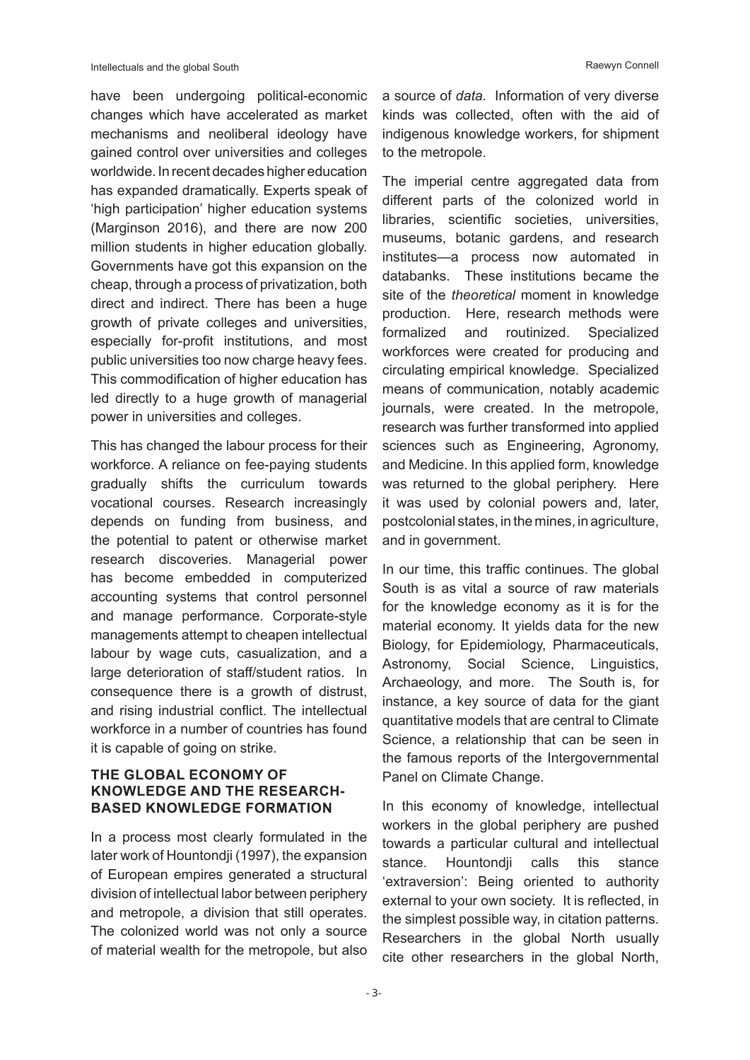have been undergoing political-economic changes which have accelerated as market mechanisms and neoliberal ideology have gained control over universities and colleges worldwide. In recent decades higher education has expanded dramatically. Experts speak of 'high participation' higher education systems (Marginson 2016), and there are now 200 million students in higher education globally. Governments have got this expansion on the cheap, through a process of privatization, both direct and indirect. There has been a huge growth of private colleges and universities, especially for-profit institutions, and most public universities too now charge heavy fees. This commodification of higher education has led directly to a huge growth of managerial power in universities and colleges.

This has changed the labour process for their workforce. A reliance on fee-paying students gradually shifts the curriculum towards vocational courses. Research increasingly depends on funding from business, and the potential to patent or otherwise market research discoveries. Managerial power has become embedded in computerized accounting systems that control personnel and manage performance. Corporate-style managements attempt to cheapen intellectual labour by wage cuts, casualization, and a large deterioration of staff/student ratios. In consequence there is a growth of distrust, and rising industrial conflict. The intellectual workforce in a number of countries has found it is capable of going on strike.

## THE GLOBAL ECONOMY OF KNOWLEDGE AND THE RESEARCH-BASED KNOWLEDGE FORMATION

In a process most clearly formulated in the later work of Hountondji (1997), the expansion of European empires generated a structural division of intellectual labor between periphery and metropole, a division that still operates. The colonized world was not only a source of material wealth for the metropole, but also a source of *data.* Information of very diverse kinds was collected, often with the aid of indigenous knowledge workers, for shipment to the metropole.

The imperial centre aggregated data from different parts of the colonized world in libraries, scientific societies, universities, museums, botanic gardens, and research institutes—a process now automated in databanks. These institutions became the site of the *theoretical* moment in knowledge production. Here, research methods were formalized and routinized. Specialized workforces were created for producing and circulating empirical knowledge. Specialized means of communication, notably academic journals, were created. In the metropole, research was further transformed into applied sciences such as Engineering, Agronomy, and Medicine. In this applied form, knowledge was returned to the global periphery. Here it was used by colonial powers and, later, postcolonial states, in the mines, in agriculture, and in government.

In our time, this traffic continues. The global South is as vital a source of raw materials for the knowledge economy as it is for the material economy. It yields data for the new Biology, for Epidemiology, Pharmaceuticals, Astronomy, Social Science, Linguistics, Archaeology, and more. The South is, for instance, a key source of data for the giant quantitative models that are central to Climate Science, a relationship that can be seen in the famous reports of the Intergovernmental Panel on Climate Change.

In this economy of knowledge, intellectual workers in the global periphery are pushed towards a particular cultural and intellectual stance. Hountondji calls this stance 'extraversion': Being oriented to authority external to your own society. It is reflected, in the simplest possible way, in citation patterns. Researchers in the global North usually cite other researchers in the global North,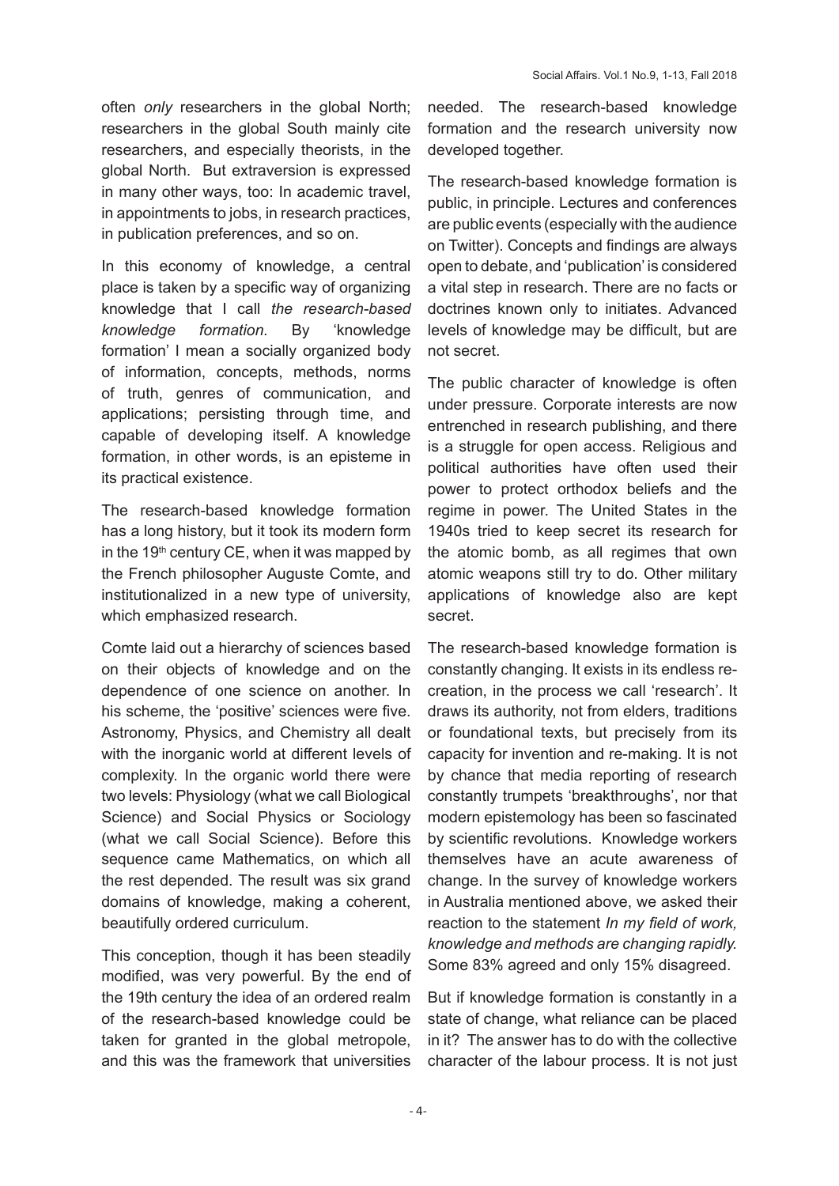often *only* researchers in the global North; researchers in the global South mainly cite researchers, and especially theorists, in the global North. But extraversion is expressed in many other ways, too: In academic travel, in appointments to jobs, in research practices, in publication preferences, and so on.

In this economy of knowledge, a central place is taken by a specific way of organizing knowledge that I call *the research-based knowledge formation.* By 'knowledge formation' I mean a socially organized body of information, concepts, methods, norms of truth, genres of communication, and applications; persisting through time, and capable of developing itself. A knowledge formation, in other words, is an episteme in its practical existence.

The research-based knowledge formation has a long history, but it took its modern form in the 19th century CE, when it was mapped by the French philosopher Auguste Comte, and institutionalized in a new type of university, which emphasized research.

Comte laid out a hierarchy of sciences based on their objects of knowledge and on the dependence of one science on another. In his scheme, the 'positive' sciences were five. Astronomy, Physics, and Chemistry all dealt with the inorganic world at different levels of complexity. In the organic world there were two levels: Physiology (what we call Biological Science) and Social Physics or Sociology (what we call Social Science). Before this sequence came Mathematics, on which all the rest depended. The result was six grand domains of knowledge, making a coherent, beautifully ordered curriculum.

This conception, though it has been steadily modified, was very powerful. By the end of the 19th century the idea of an ordered realm of the research-based knowledge could be taken for granted in the global metropole, and this was the framework that universities needed. The research-based knowledge formation and the research university now developed together.

The research-based knowledge formation is public, in principle. Lectures and conferences are public events (especially with the audience on Twitter). Concepts and findings are always open to debate, and 'publication' is considered a vital step in research. There are no facts or doctrines known only to initiates. Advanced levels of knowledge may be difficult, but are not secret.

The public character of knowledge is often under pressure. Corporate interests are now entrenched in research publishing, and there is a struggle for open access. Religious and political authorities have often used their power to protect orthodox beliefs and the regime in power. The United States in the 1940s tried to keep secret its research for the atomic bomb, as all regimes that own atomic weapons still try to do. Other military applications of knowledge also are kept secret.

The research-based knowledge formation is constantly changing. It exists in its endless re-creation, in the process we call 'research'. It draws its authority, not from elders, traditions or foundational texts, but precisely from its capacity for invention and re-making. It is not by chance that media reporting of research constantly trumpets 'breakthroughs', nor that modern epistemology has been so fascinated by scientific revolutions. Knowledge workers themselves have an acute awareness of change. In the survey of knowledge workers in Australia mentioned above, we asked their reaction to the statement *In my field of work, knowledge and methods are changing rapidly.* Some 83% agreed and only 15% disagreed.

But if knowledge formation is constantly in a state of change, what reliance can be placed in it? The answer has to do with the collective character of the labour process. It is not just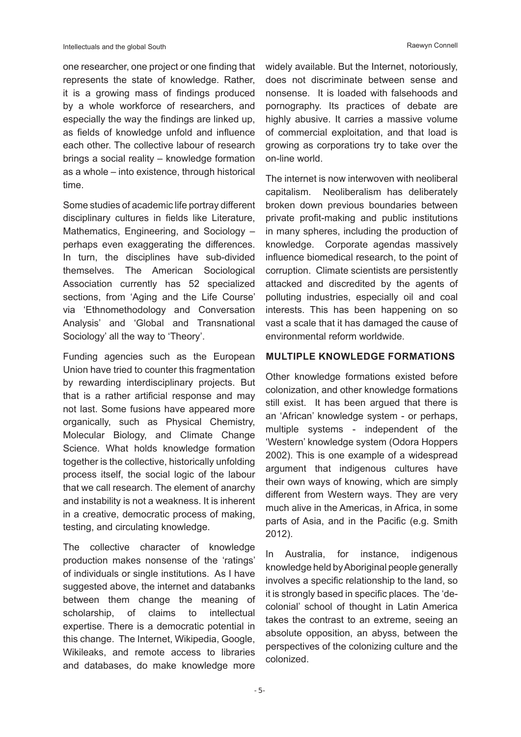one researcher, one project or one finding that represents the state of knowledge. Rather, it is a growing mass of findings produced by a whole workforce of researchers, and especially the way the findings are linked up, as fields of knowledge unfold and influence each other. The collective labour of research brings a social reality – knowledge formation as a whole – into existence, through historical time.

Some studies of academic life portray different disciplinary cultures in fields like Literature, Mathematics, Engineering, and Sociology – perhaps even exaggerating the differences. In turn, the disciplines have sub-divided themselves. The American Sociological Association currently has 52 specialized sections, from 'Aging and the Life Course' via 'Ethnomethodology and Conversation Analysis' and 'Global and Transnational Sociology' all the way to 'Theory'.

Funding agencies such as the European Union have tried to counter this fragmentation by rewarding interdisciplinary projects. But that is a rather artificial response and may not last. Some fusions have appeared more organically, such as Physical Chemistry, Molecular Biology, and Climate Change Science. What holds knowledge formation together is the collective, historically unfolding process itself, the social logic of the labour that we call research. The element of anarchy and instability is not a weakness. It is inherent in a creative, democratic process of making, testing, and circulating knowledge.

The collective character of knowledge production makes nonsense of the 'ratings' of individuals or single institutions. As I have suggested above, the internet and databanks between them change the meaning of scholarship, of claims to intellectual expertise. There is a democratic potential in this change. The Internet, Wikipedia, Google, Wikileaks, and remote access to libraries and databases, do make knowledge more widely available. But the Internet, notoriously, does not discriminate between sense and nonsense. It is loaded with falsehoods and pornography. Its practices of debate are highly abusive. It carries a massive volume of commercial exploitation, and that load is growing as corporations try to take over the on-line world.

The internet is now interwoven with neoliberal capitalism. Neoliberalism has deliberately broken down previous boundaries between private profit-making and public institutions in many spheres, including the production of knowledge. Corporate agendas massively influence biomedical research, to the point of corruption. Climate scientists are persistently attacked and discredited by the agents of polluting industries, especially oil and coal interests. This has been happening on so vast a scale that it has damaged the cause of environmental reform worldwide.

## MULTIPLE KNOWLEDGE FORMATIONS

Other knowledge formations existed before colonization, and other knowledge formations still exist. It has been argued that there is an 'African' knowledge system - or perhaps, multiple systems - independent of the 'Western' knowledge system (Odora Hoppers 2002). This is one example of a widespread argument that indigenous cultures have their own ways of knowing, which are simply different from Western ways. They are very much alive in the Americas, in Africa, in some parts of Asia, and in the Pacific (e.g. Smith 2012).

In Australia, for instance, indigenous knowledge held by Aboriginal people generally involves a specific relationship to the land, so it is strongly based in specific places. The 'de-colonial' school of thought in Latin America takes the contrast to an extreme, seeing an absolute opposition, an abyss, between the perspectives of the colonizing culture and the colonized.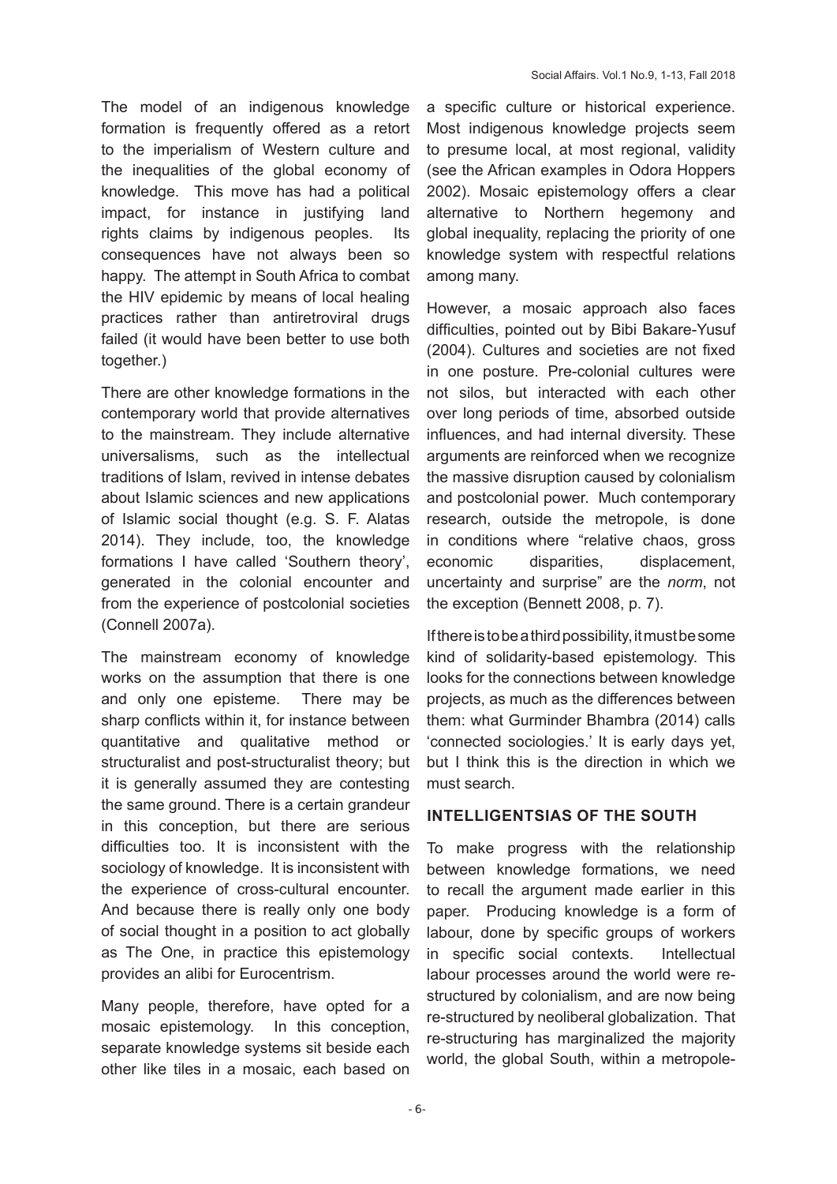The model of an indigenous knowledge formation is frequently offered as a retort to the imperialism of Western culture and the inequalities of the global economy of knowledge. This move has had a political impact, for instance in justifying land rights claims by indigenous peoples. Its consequences have not always been so happy. The attempt in South Africa to combat the HIV epidemic by means of local healing practices rather than antiretroviral drugs failed (it would have been better to use both together.)

There are other knowledge formations in the contemporary world that provide alternatives to the mainstream. They include alternative universalisms, such as the intellectual traditions of Islam, revived in intense debates about Islamic sciences and new applications of Islamic social thought (e.g. S. F. Alatas 2014). They include, too, the knowledge formations I have called 'Southern theory', generated in the colonial encounter and from the experience of postcolonial societies (Connell 2007a).

The mainstream economy of knowledge works on the assumption that there is one and only one episteme. There may be sharp conflicts within it, for instance between quantitative and qualitative method or structuralist and post-structuralist theory; but it is generally assumed they are contesting the same ground. There is a certain grandeur in this conception, but there are serious difficulties too. It is inconsistent with the sociology of knowledge. It is inconsistent with the experience of cross-cultural encounter. And because there is really only one body of social thought in a position to act globally as The One, in practice this epistemology provides an alibi for Eurocentrism.

Many people, therefore, have opted for a mosaic epistemology. In this conception, separate knowledge systems sit beside each other like tiles in a mosaic, each based on a specific culture or historical experience. Most indigenous knowledge projects seem to presume local, at most regional, validity (see the African examples in Odora Hoppers 2002). Mosaic epistemology offers a clear alternative to Northern hegemony and global inequality, replacing the priority of one knowledge system with respectful relations among many.

However, a mosaic approach also faces difficulties, pointed out by Bibi Bakare-Yusuf (2004). Cultures and societies are not fixed in one posture. Pre-colonial cultures were not silos, but interacted with each other over long periods of time, absorbed outside influences, and had internal diversity. These arguments are reinforced when we recognize the massive disruption caused by colonialism and postcolonial power. Much contemporary research, outside the metropole, is done in conditions where "relative chaos, gross economic disparities, displacement, uncertainty and surprise" are the *norm*, not the exception (Bennett 2008, p. 7).

If there is to be a third possibility, it must be some kind of solidarity-based epistemology. This looks for the connections between knowledge projects, as much as the differences between them: what Gurminder Bhambra (2014) calls 'connected sociologies.' It is early days yet, but I think this is the direction in which we must search.

## INTELLIGENTSIAS OF THE SOUTH

To make progress with the relationship between knowledge formations, we need to recall the argument made earlier in this paper. Producing knowledge is a form of labour, done by specific groups of workers in specific social contexts. Intellectual labour processes around the world were re-structured by colonialism, and are now being re-structured by neoliberal globalization. That re-structuring has marginalized the majority world, the global South, within a metropole-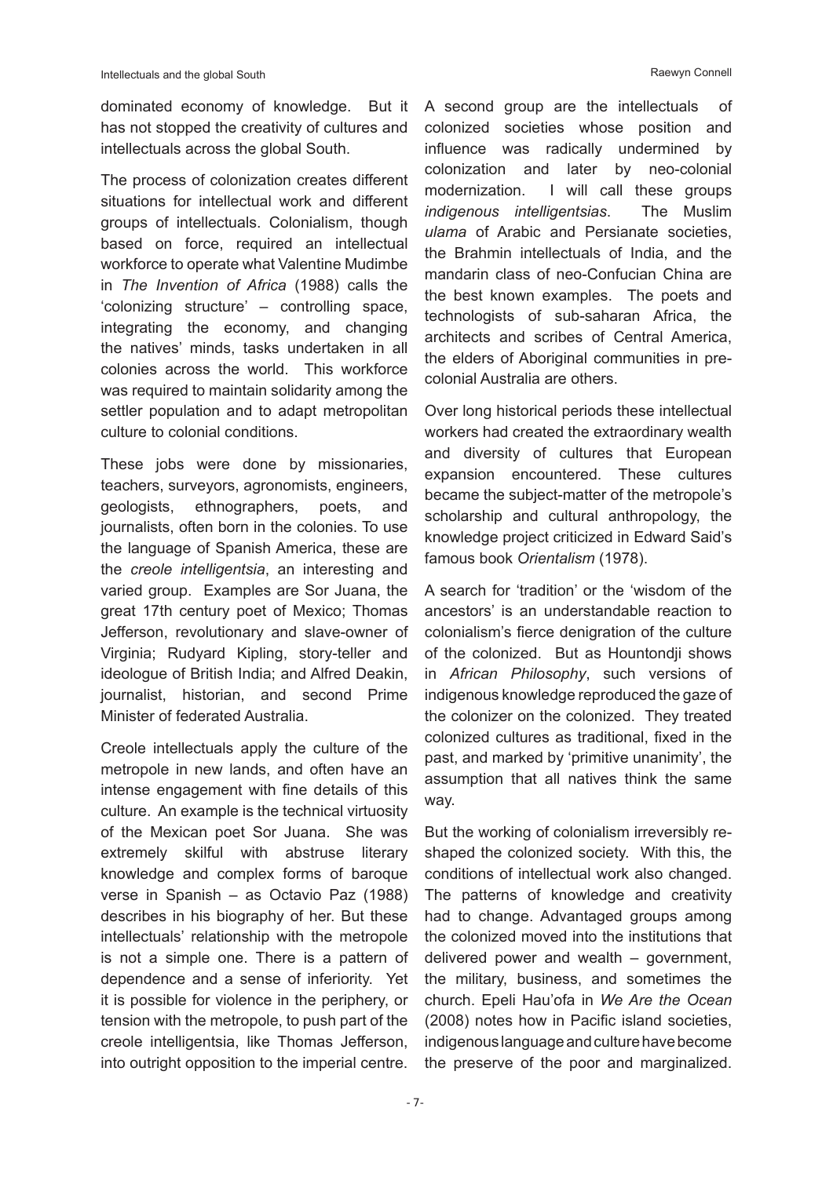dominated economy of knowledge. But it has not stopped the creativity of cultures and intellectuals across the global South.

The process of colonization creates different situations for intellectual work and different groups of intellectuals. Colonialism, though based on force, required an intellectual workforce to operate what Valentine Mudimbe in *The Invention of Africa* (1988) calls the 'colonizing structure' – controlling space, integrating the economy, and changing the natives' minds, tasks undertaken in all colonies across the world. This workforce was required to maintain solidarity among the settler population and to adapt metropolitan culture to colonial conditions.

These jobs were done by missionaries, teachers, surveyors, agronomists, engineers, geologists, ethnographers, poets, and journalists, often born in the colonies. To use the language of Spanish America, these are the *creole intelligentsia*, an interesting and varied group. Examples are Sor Juana, the great 17th century poet of Mexico; Thomas Jefferson, revolutionary and slave-owner of Virginia; Rudyard Kipling, story-teller and ideologue of British India; and Alfred Deakin, journalist, historian, and second Prime Minister of federated Australia.

Creole intellectuals apply the culture of the metropole in new lands, and often have an intense engagement with fine details of this culture. An example is the technical virtuosity of the Mexican poet Sor Juana. She was extremely skilful with abstruse literary knowledge and complex forms of baroque verse in Spanish – as Octavio Paz (1988) describes in his biography of her. But these intellectuals' relationship with the metropole is not a simple one. There is a pattern of dependence and a sense of inferiority. Yet it is possible for violence in the periphery, or tension with the metropole, to push part of the creole intelligentsia, like Thomas Jefferson, into outright opposition to the imperial centre.

A second group are the intellectuals of colonized societies whose position and influence was radically undermined by colonization and later by neo-colonial modernization. I will call these groups *indigenous intelligentsias*. The Muslim *ulama* of Arabic and Persianate societies, the Brahmin intellectuals of India, and the mandarin class of neo-Confucian China are the best known examples. The poets and technologists of sub-saharan Africa, the architects and scribes of Central America, the elders of Aboriginal communities in pre-colonial Australia are others.

Over long historical periods these intellectual workers had created the extraordinary wealth and diversity of cultures that European expansion encountered. These cultures became the subject-matter of the metropole's scholarship and cultural anthropology, the knowledge project criticized in Edward Said's famous book *Orientalism* (1978).

A search for 'tradition' or the 'wisdom of the ancestors' is an understandable reaction to colonialism's fierce denigration of the culture of the colonized. But as Hountondji shows in *African Philosophy*, such versions of indigenous knowledge reproduced the gaze of the colonizer on the colonized. They treated colonized cultures as traditional, fixed in the past, and marked by 'primitive unanimity', the assumption that all natives think the same way.

But the working of colonialism irreversibly re-shaped the colonized society. With this, the conditions of intellectual work also changed. The patterns of knowledge and creativity had to change. Advantaged groups among the colonized moved into the institutions that delivered power and wealth – government, the military, business, and sometimes the church. Epeli Hau'ofa in *We Are the Ocean* (2008) notes how in Pacific island societies, indigenous language and culture have become the preserve of the poor and marginalized.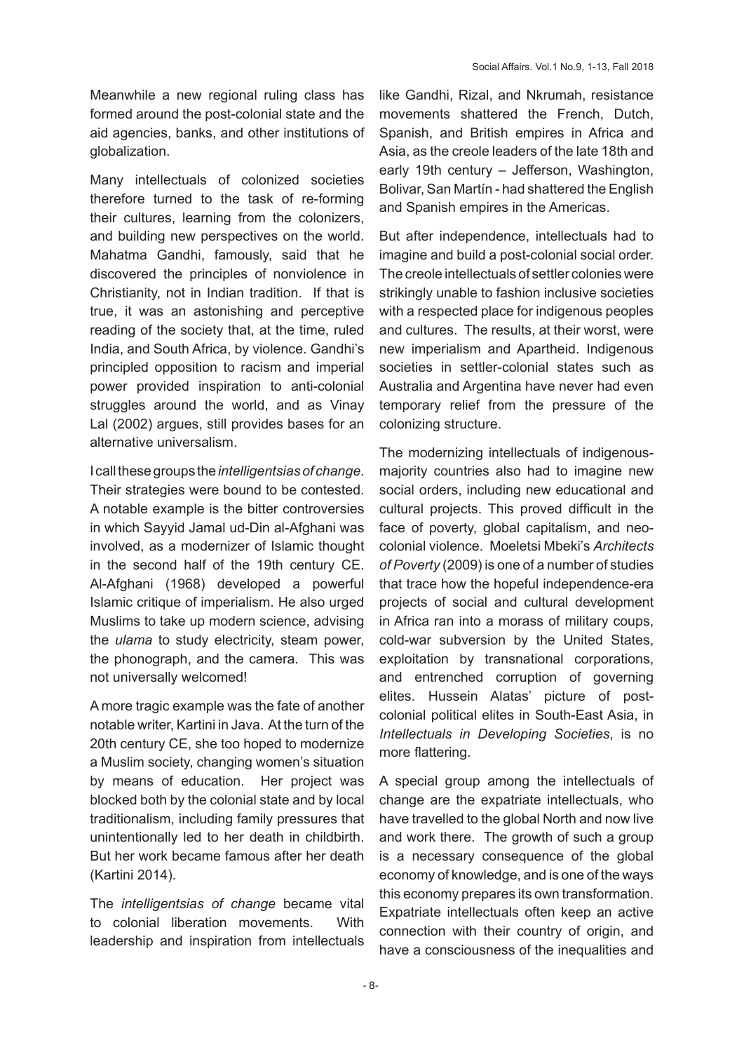Meanwhile a new regional ruling class has formed around the post-colonial state and the aid agencies, banks, and other institutions of globalization.

Many intellectuals of colonized societies therefore turned to the task of re-forming their cultures, learning from the colonizers, and building new perspectives on the world. Mahatma Gandhi, famously, said that he discovered the principles of nonviolence in Christianity, not in Indian tradition. If that is true, it was an astonishing and perceptive reading of the society that, at the time, ruled India, and South Africa, by violence. Gandhi's principled opposition to racism and imperial power provided inspiration to anti-colonial struggles around the world, and as Vinay Lal (2002) argues, still provides bases for an alternative universalism.

I call these groups the *intelligentsias of change*. Their strategies were bound to be contested. A notable example is the bitter controversies in which Sayyid Jamal ud-Din al-Afghani was involved, as a modernizer of Islamic thought in the second half of the 19th century CE. Al-Afghani (1968) developed a powerful Islamic critique of imperialism. He also urged Muslims to take up modern science, advising the *ulama* to study electricity, steam power, the phonograph, and the camera. This was not universally welcomed!

A more tragic example was the fate of another notable writer, Kartini in Java. At the turn of the 20th century CE, she too hoped to modernize a Muslim society, changing women's situation by means of education. Her project was blocked both by the colonial state and by local traditionalism, including family pressures that unintentionally led to her death in childbirth. But her work became famous after her death (Kartini 2014).

The *intelligentsias of change* became vital to colonial liberation movements. With leadership and inspiration from intellectuals like Gandhi, Rizal, and Nkrumah, resistance movements shattered the French, Dutch, Spanish, and British empires in Africa and Asia, as the creole leaders of the late 18th and early 19th century – Jefferson, Washington, Bolivar, San Martín - had shattered the English and Spanish empires in the Americas.

But after independence, intellectuals had to imagine and build a post-colonial social order. The creole intellectuals of settler colonies were strikingly unable to fashion inclusive societies with a respected place for indigenous peoples and cultures. The results, at their worst, were new imperialism and Apartheid. Indigenous societies in settler-colonial states such as Australia and Argentina have never had even temporary relief from the pressure of the colonizing structure.

The modernizing intellectuals of indigenous-majority countries also had to imagine new social orders, including new educational and cultural projects. This proved difficult in the face of poverty, global capitalism, and neo-colonial violence. Moeletsi Mbeki's *Architects of Poverty* (2009) is one of a number of studies that trace how the hopeful independence-era projects of social and cultural development in Africa ran into a morass of military coups, cold-war subversion by the United States, exploitation by transnational corporations, and entrenched corruption of governing elites. Hussein Alatas' picture of post-colonial political elites in South-East Asia, in *Intellectuals in Developing Societies*, is no more flattering.

A special group among the intellectuals of change are the expatriate intellectuals, who have travelled to the global North and now live and work there. The growth of such a group is a necessary consequence of the global economy of knowledge, and is one of the ways this economy prepares its own transformation. Expatriate intellectuals often keep an active connection with their country of origin, and have a consciousness of the inequalities and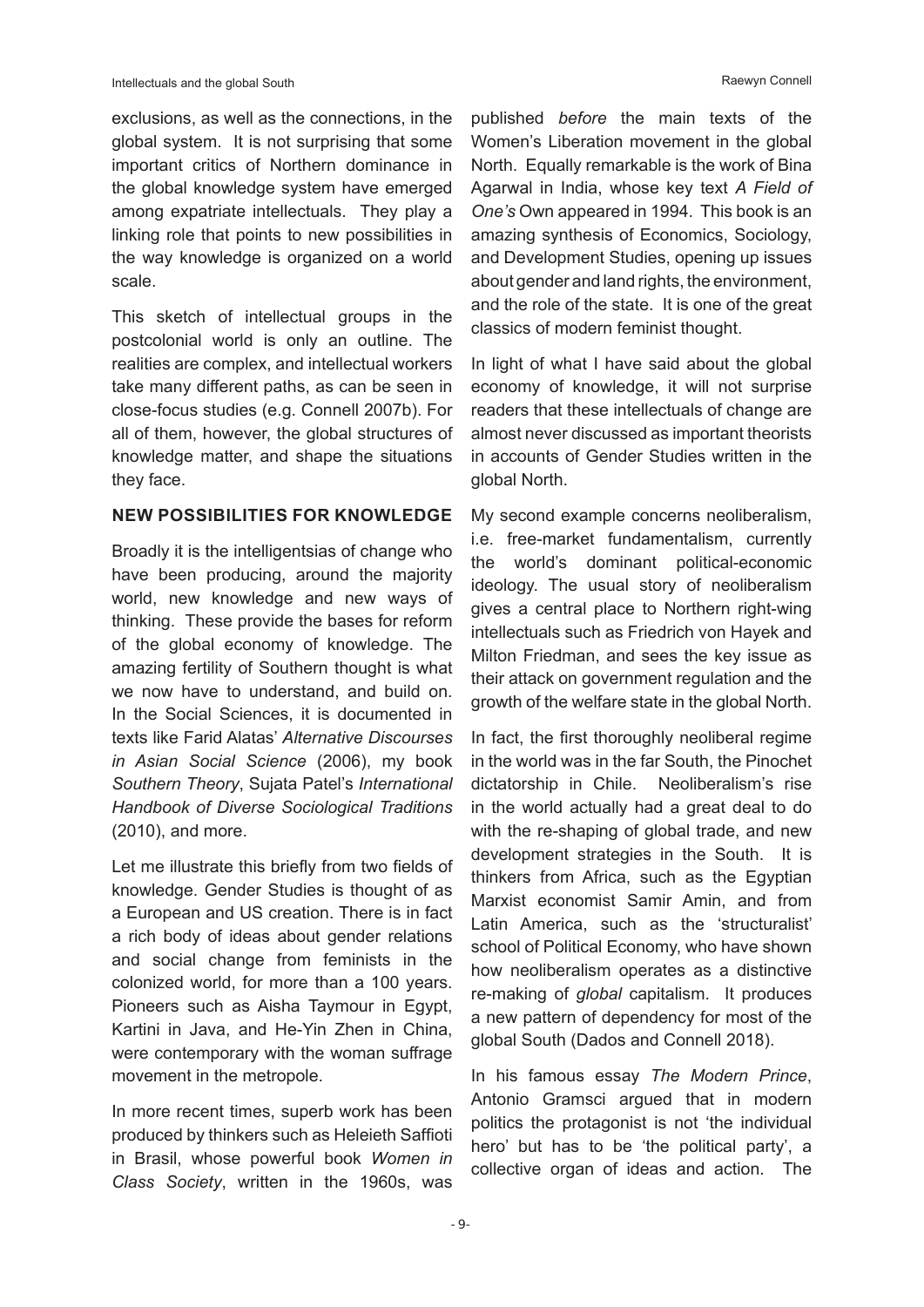exclusions, as well as the connections, in the global system. It is not surprising that some important critics of Northern dominance in the global knowledge system have emerged among expatriate intellectuals. They play a linking role that points to new possibilities in the way knowledge is organized on a world scale.

This sketch of intellectual groups in the postcolonial world is only an outline. The realities are complex, and intellectual workers take many different paths, as can be seen in close-focus studies (e.g. Connell 2007b). For all of them, however, the global structures of knowledge matter, and shape the situations they face.

## NEW POSSIBILITIES FOR KNOWLEDGE

Broadly it is the intelligentsias of change who have been producing, around the majority world, new knowledge and new ways of thinking. These provide the bases for reform of the global economy of knowledge. The amazing fertility of Southern thought is what we now have to understand, and build on. In the Social Sciences, it is documented in texts like Farid Alatas' *Alternative Discourses in Asian Social Science* (2006), my book *Southern Theory*, Sujata Patel's *International Handbook of Diverse Sociological Traditions* (2010), and more.

Let me illustrate this briefly from two fields of knowledge. Gender Studies is thought of as a European and US creation. There is in fact a rich body of ideas about gender relations and social change from feminists in the colonized world, for more than a 100 years. Pioneers such as Aisha Taymour in Egypt, Kartini in Java, and He-Yin Zhen in China, were contemporary with the woman suffrage movement in the metropole.

In more recent times, superb work has been produced by thinkers such as Heleieth Saffioti in Brasil, whose powerful book *Women in Class Society*, written in the 1960s, was published *before* the main texts of the Women's Liberation movement in the global North. Equally remarkable is the work of Bina Agarwal in India, whose key text *A Field of One's* Own appeared in 1994. This book is an amazing synthesis of Economics, Sociology, and Development Studies, opening up issues about gender and land rights, the environment, and the role of the state. It is one of the great classics of modern feminist thought.

In light of what I have said about the global economy of knowledge, it will not surprise readers that these intellectuals of change are almost never discussed as important theorists in accounts of Gender Studies written in the global North.

My second example concerns neoliberalism, i.e. free-market fundamentalism, currently the world's dominant political-economic ideology. The usual story of neoliberalism gives a central place to Northern right-wing intellectuals such as Friedrich von Hayek and Milton Friedman, and sees the key issue as their attack on government regulation and the growth of the welfare state in the global North.

In fact, the first thoroughly neoliberal regime in the world was in the far South, the Pinochet dictatorship in Chile. Neoliberalism's rise in the world actually had a great deal to do with the re-shaping of global trade, and new development strategies in the South. It is thinkers from Africa, such as the Egyptian Marxist economist Samir Amin, and from Latin America, such as the 'structuralist' school of Political Economy, who have shown how neoliberalism operates as a distinctive re-making of *global* capitalism. It produces a new pattern of dependency for most of the global South (Dados and Connell 2018).

In his famous essay *The Modern Prince*, Antonio Gramsci argued that in modern politics the protagonist is not 'the individual hero' but has to be 'the political party', a collective organ of ideas and action. The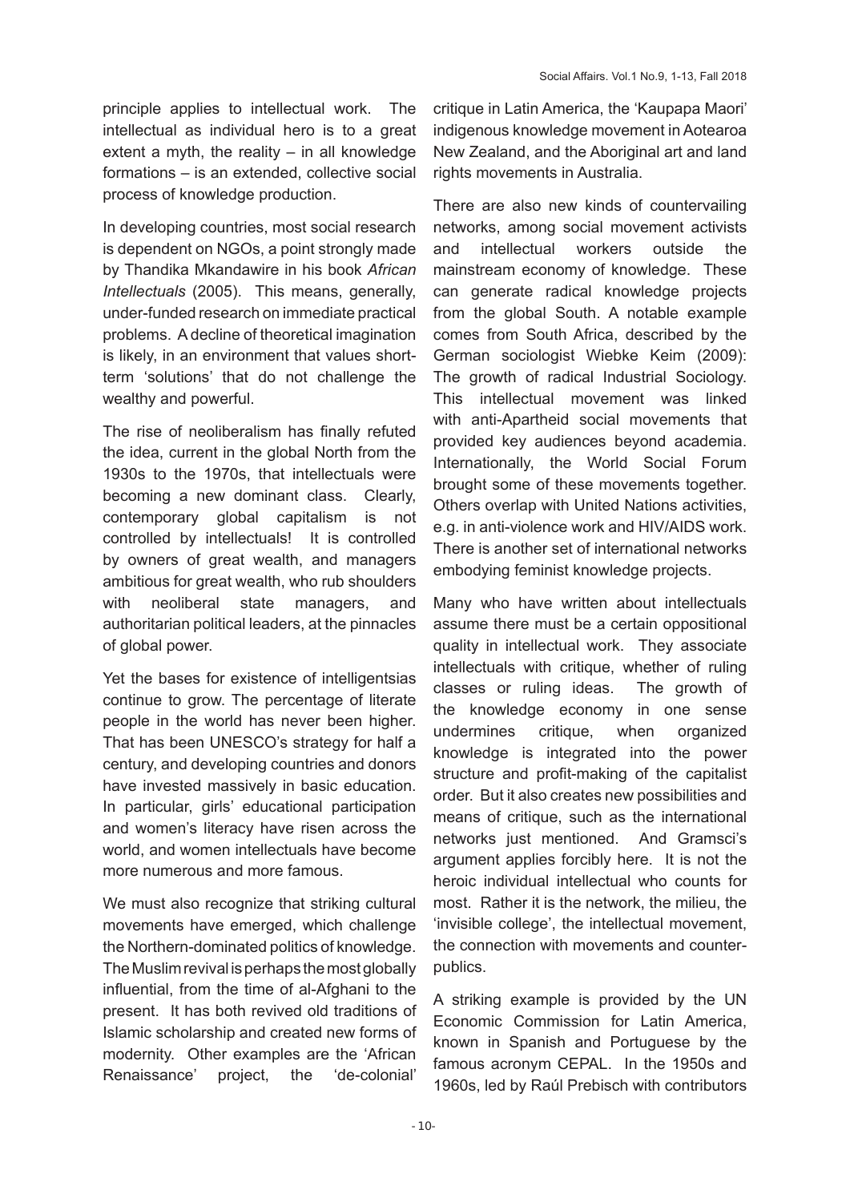principle applies to intellectual work. The intellectual as individual hero is to a great extent a myth, the reality – in all knowledge formations – is an extended, collective social process of knowledge production.

In developing countries, most social research is dependent on NGOs, a point strongly made by Thandika Mkandawire in his book *African Intellectuals* (2005). This means, generally, under-funded research on immediate practical problems. A decline of theoretical imagination is likely, in an environment that values short-term 'solutions' that do not challenge the wealthy and powerful.

The rise of neoliberalism has finally refuted the idea, current in the global North from the 1930s to the 1970s, that intellectuals were becoming a new dominant class. Clearly, contemporary global capitalism is not controlled by intellectuals! It is controlled by owners of great wealth, and managers ambitious for great wealth, who rub shoulders with neoliberal state managers, and authoritarian political leaders, at the pinnacles of global power.

Yet the bases for existence of intelligentsias continue to grow. The percentage of literate people in the world has never been higher. That has been UNESCO's strategy for half a century, and developing countries and donors have invested massively in basic education. In particular, girls' educational participation and women's literacy have risen across the world, and women intellectuals have become more numerous and more famous.

We must also recognize that striking cultural movements have emerged, which challenge the Northern-dominated politics of knowledge. The Muslim revival is perhaps the most globally influential, from the time of al-Afghani to the present. It has both revived old traditions of Islamic scholarship and created new forms of modernity. Other examples are the 'African Renaissance' project, the 'de-colonial' critique in Latin America, the 'Kaupapa Maori' indigenous knowledge movement in Aotearoa New Zealand, and the Aboriginal art and land rights movements in Australia.

There are also new kinds of countervailing networks, among social movement activists and intellectual workers outside the mainstream economy of knowledge. These can generate radical knowledge projects from the global South. A notable example comes from South Africa, described by the German sociologist Wiebke Keim (2009): The growth of radical Industrial Sociology. This intellectual movement was linked with anti-Apartheid social movements that provided key audiences beyond academia. Internationally, the World Social Forum brought some of these movements together. Others overlap with United Nations activities, e.g. in anti-violence work and HIV/AIDS work. There is another set of international networks embodying feminist knowledge projects.

Many who have written about intellectuals assume there must be a certain oppositional quality in intellectual work. They associate intellectuals with critique, whether of ruling classes or ruling ideas. The growth of the knowledge economy in one sense undermines critique, when organized knowledge is integrated into the power structure and profit-making of the capitalist order. But it also creates new possibilities and means of critique, such as the international networks just mentioned. And Gramsci's argument applies forcibly here. It is not the heroic individual intellectual who counts for most. Rather it is the network, the milieu, the 'invisible college', the intellectual movement, the connection with movements and counter-publics.

A striking example is provided by the UN Economic Commission for Latin America, known in Spanish and Portuguese by the famous acronym CEPAL. In the 1950s and 1960s, led by Raúl Prebisch with contributors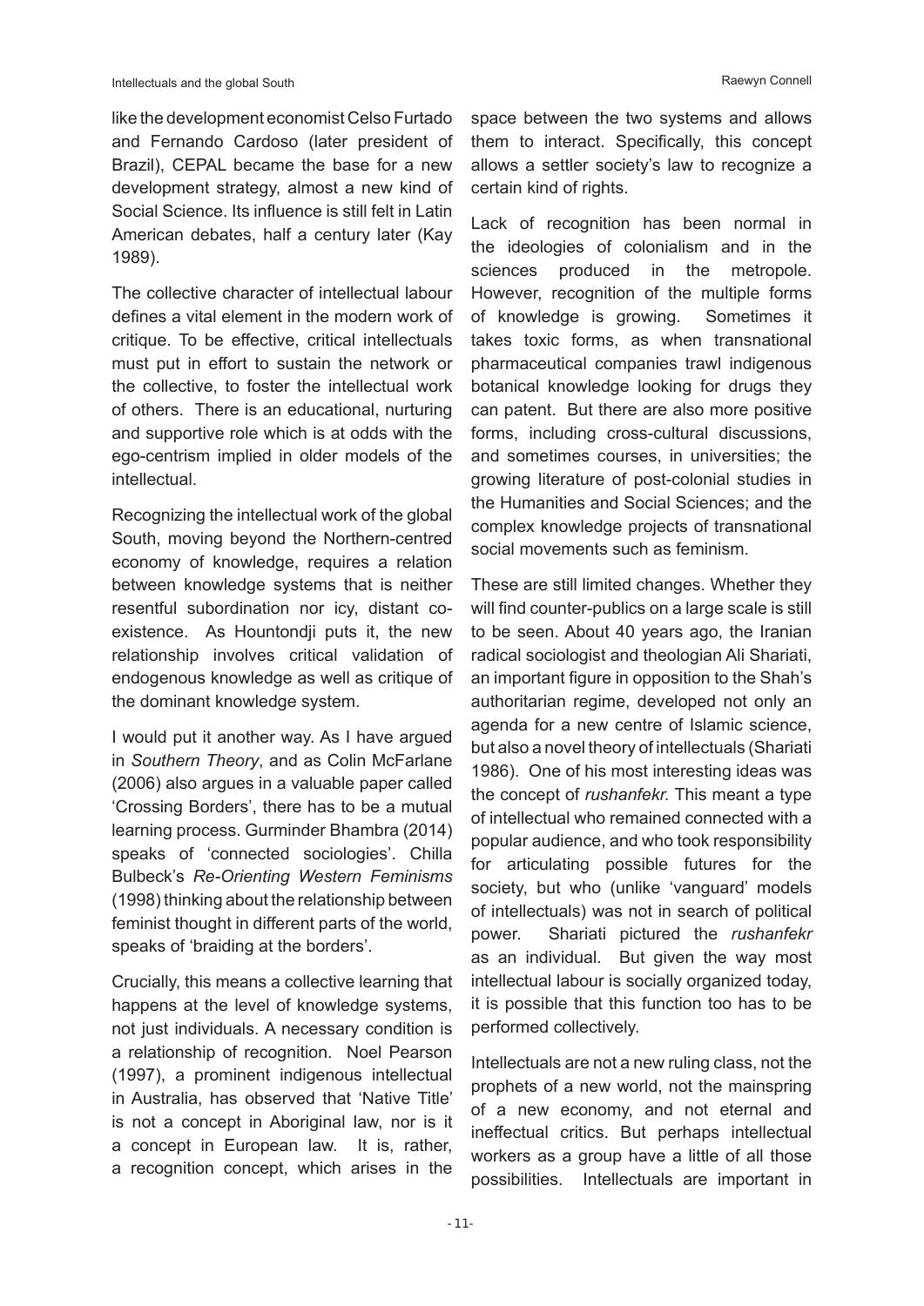like the development economist Celso Furtado and Fernando Cardoso (later president of Brazil), CEPAL became the base for a new development strategy, almost a new kind of Social Science. Its influence is still felt in Latin American debates, half a century later (Kay 1989).

The collective character of intellectual labour defines a vital element in the modern work of critique. To be effective, critical intellectuals must put in effort to sustain the network or the collective, to foster the intellectual work of others. There is an educational, nurturing and supportive role which is at odds with the ego-centrism implied in older models of the intellectual.

Recognizing the intellectual work of the global South, moving beyond the Northern-centred economy of knowledge, requires a relation between knowledge systems that is neither resentful subordination nor icy, distant co-existence. As Hountondji puts it, the new relationship involves critical validation of endogenous knowledge as well as critique of the dominant knowledge system.

I would put it another way. As I have argued in *Southern Theory*, and as Colin McFarlane (2006) also argues in a valuable paper called 'Crossing Borders', there has to be a mutual learning process. Gurminder Bhambra (2014) speaks of 'connected sociologies'. Chilla Bulbeck's *Re-Orienting Western Feminisms* (1998) thinking about the relationship between feminist thought in different parts of the world, speaks of 'braiding at the borders'.

Crucially, this means a collective learning that happens at the level of knowledge systems, not just individuals. A necessary condition is a relationship of recognition. Noel Pearson (1997), a prominent indigenous intellectual in Australia, has observed that 'Native Title' is not a concept in Aboriginal law, nor is it a concept in European law. It is, rather, a recognition concept, which arises in the space between the two systems and allows them to interact. Specifically, this concept allows a settler society's law to recognize a certain kind of rights.

Lack of recognition has been normal in the ideologies of colonialism and in the sciences produced in the metropole. However, recognition of the multiple forms of knowledge is growing. Sometimes it takes toxic forms, as when transnational pharmaceutical companies trawl indigenous botanical knowledge looking for drugs they can patent. But there are also more positive forms, including cross-cultural discussions, and sometimes courses, in universities; the growing literature of post-colonial studies in the Humanities and Social Sciences; and the complex knowledge projects of transnational social movements such as feminism.

These are still limited changes. Whether they will find counter-publics on a large scale is still to be seen. About 40 years ago, the Iranian radical sociologist and theologian Ali Shariati, an important figure in opposition to the Shah's authoritarian regime, developed not only an agenda for a new centre of Islamic science, but also a novel theory of intellectuals (Shariati 1986). One of his most interesting ideas was the concept of *rushanfekr.* This meant a type of intellectual who remained connected with a popular audience, and who took responsibility for articulating possible futures for the society, but who (unlike 'vanguard' models of intellectuals) was not in search of political power. Shariati pictured the *rushanfekr* as an individual. But given the way most intellectual labour is socially organized today, it is possible that this function too has to be performed collectively.

Intellectuals are not a new ruling class, not the prophets of a new world, not the mainspring of a new economy, and not eternal and ineffectual critics. But perhaps intellectual workers as a group have a little of all those possibilities. Intellectuals are important in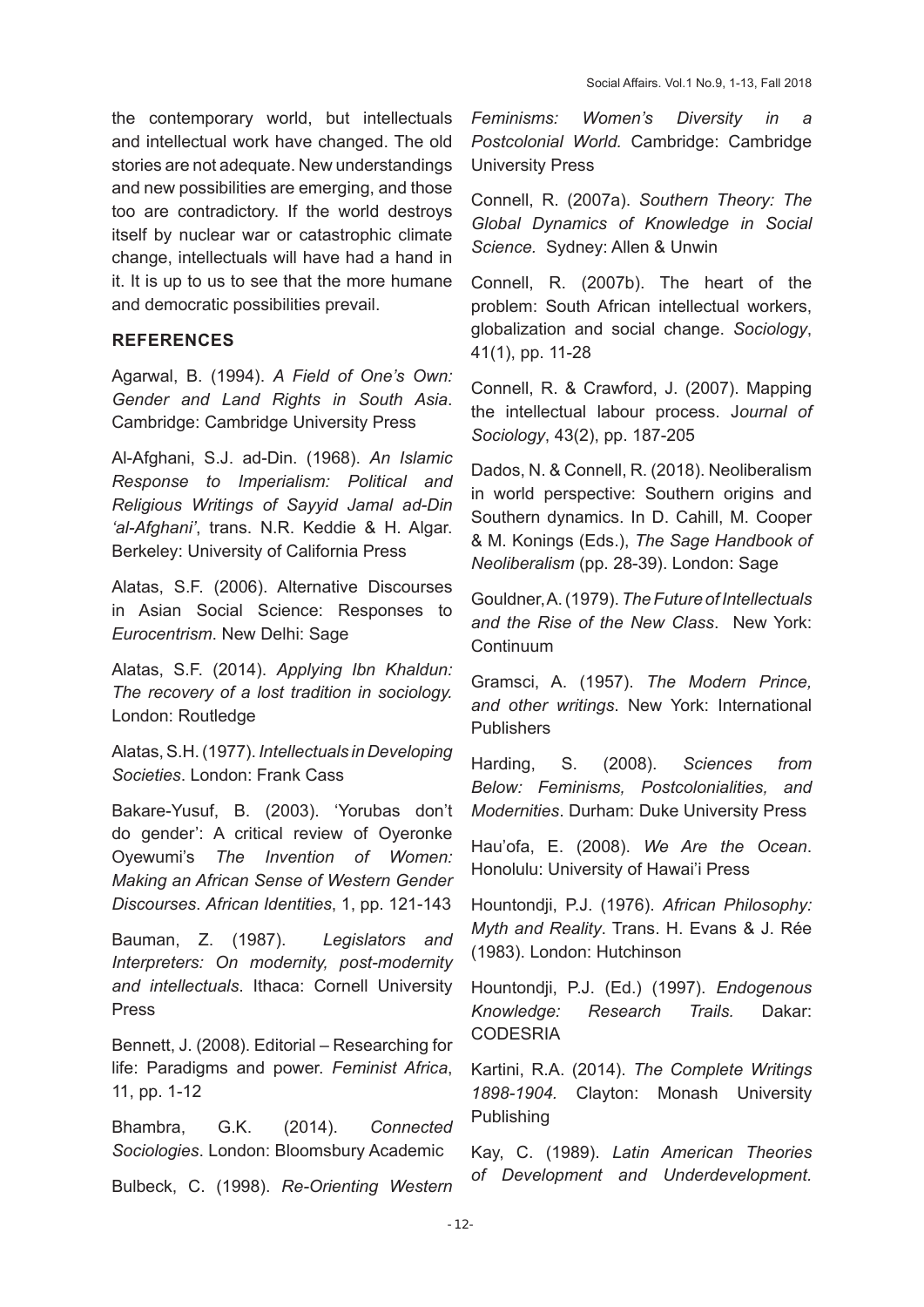the contemporary world, but intellectuals and intellectual work have changed. The old stories are not adequate. New understandings and new possibilities are emerging, and those too are contradictory. If the world destroys itself by nuclear war or catastrophic climate change, intellectuals will have had a hand in it. It is up to us to see that the more humane and democratic possibilities prevail.

## REFERENCES

Agarwal, B. (1994). *A Field of One's Own: Gender and Land Rights in South Asia*. Cambridge: Cambridge University Press

Al-Afghani, S.J. ad-Din. (1968). *An Islamic Response to Imperialism: Political and Religious Writings of Sayyid Jamal ad-Din 'al-Afghani'*, trans. N.R. Keddie & H. Algar. Berkeley: University of California Press

Alatas, S.F. (2006). Alternative Discourses in Asian Social Science: Responses to *Eurocentrism*. New Delhi: Sage

Alatas, S.F. (2014). *Applying Ibn Khaldun: The recovery of a lost tradition in sociology.* London: Routledge

Alatas, S.H. (1977). *Intellectuals in Developing Societies*. London: Frank Cass

Bakare-Yusuf, B. (2003). 'Yorubas don't do gender': A critical review of Oyeronke Oyewumi's *The Invention of Women: Making an African Sense of Western Gender Discourses*. *African Identities*, 1, pp. 121-143

Bauman, Z. (1987). *Legislators and Interpreters: On modernity, post-modernity and intellectuals*. Ithaca: Cornell University Press

Bennett, J. (2008). Editorial – Researching for life: Paradigms and power. *Feminist Africa*, 11, pp. 1-12

Bhambra, G.K. (2014). *Connected Sociologies*. London: Bloomsbury Academic

Bulbeck, C. (1998). *Re-Orienting Western Feminisms: Women's Diversity in a Postcolonial World.* Cambridge: Cambridge University Press

Connell, R. (2007a). *Southern Theory: The Global Dynamics of Knowledge in Social Science.* Sydney: Allen & Unwin

Connell, R. (2007b). The heart of the problem: South African intellectual workers, globalization and social change. *Sociology*, 41(1), pp. 11-28

Connell, R. & Crawford, J. (2007). Mapping the intellectual labour process. J*ournal of Sociology*, 43(2), pp. 187-205

Dados, N. & Connell, R. (2018). Neoliberalism in world perspective: Southern origins and Southern dynamics. In D. Cahill, M. Cooper & M. Konings (Eds.), *The Sage Handbook of Neoliberalism* (pp. 28-39). London: Sage

Gouldner, A. (1979). *The Future of Intellectuals and the Rise of the New Class*. New York: Continuum

Gramsci, A. (1957). *The Modern Prince, and other writings*. New York: International Publishers

Harding, S. (2008). *Sciences from Below: Feminisms, Postcolonialities, and Modernities*. Durham: Duke University Press

Hau'ofa, E. (2008). *We Are the Ocean*. Honolulu: University of Hawai'i Press

Hountondji, P.J. (1976). *African Philosophy: Myth and Reality*. Trans. H. Evans & J. Rée (1983). London: Hutchinson

Hountondji, P.J. (Ed.) (1997). *Endogenous Knowledge: Research Trails.* Dakar: CODESRIA

Kartini, R.A. (2014). *The Complete Writings 1898-1904.* Clayton: Monash University Publishing

Kay, C. (1989). *Latin American Theories of Development and Underdevelopment.*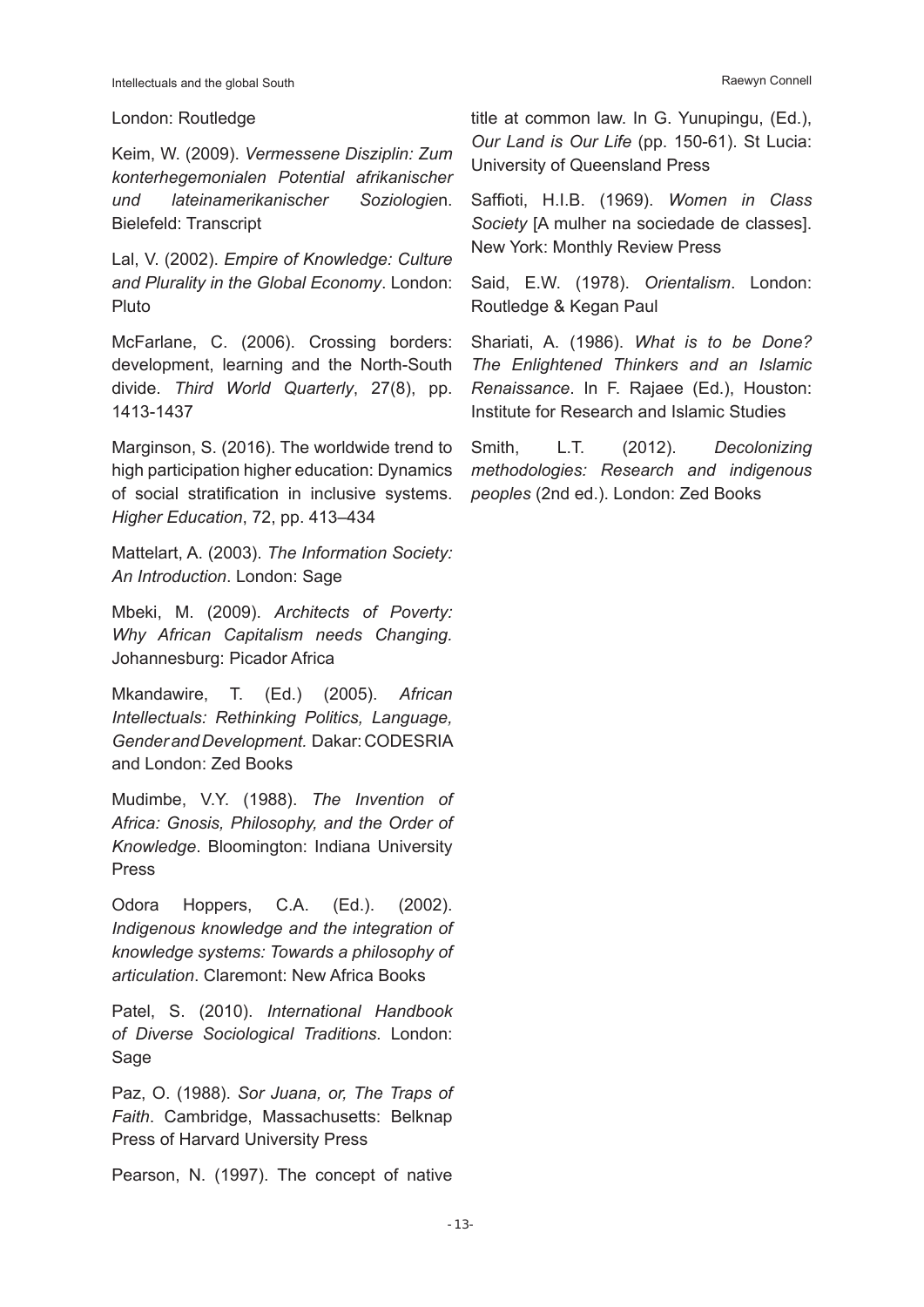London: Routledge

Keim, W. (2009). *Vermessene Disziplin: Zum konterhegemonialen Potential afrikanischer und lateinamerikanischer Soziologie*n. Bielefeld: Transcript

Lal, V. (2002). *Empire of Knowledge: Culture and Plurality in the Global Economy*. London: Pluto

McFarlane, C. (2006). Crossing borders: development, learning and the North-South divide. *Third World Quarterly*, 27(8), pp. 1413-1437

Marginson, S. (2016). The worldwide trend to high participation higher education: Dynamics of social stratification in inclusive systems. *Higher Education*, 72, pp. 413–434

Mattelart, A. (2003). *The Information Society: An Introduction*. London: Sage

Mbeki, M. (2009). *Architects of Poverty: Why African Capitalism needs Changing.* Johannesburg: Picador Africa

Mkandawire, T. (Ed.) (2005). *African Intellectuals: Rethinking Politics, Language, Gender and Development.* Dakar: CODESRIA and London: Zed Books

Mudimbe, V.Y. (1988). *The Invention of Africa: Gnosis, Philosophy, and the Order of Knowledge*. Bloomington: Indiana University Press

Odora Hoppers, C.A. (Ed.). (2002). *Indigenous knowledge and the integration of knowledge systems: Towards a philosophy of articulation*. Claremont: New Africa Books

Patel, S. (2010). *International Handbook of Diverse Sociological Traditions.* London: Sage

Paz, O. (1988). *Sor Juana, or, The Traps of Faith*. Cambridge, Massachusetts: Belknap Press of Harvard University Press

Pearson, N. (1997). The concept of native title at common law. In G. Yunupingu, (Ed.), *Our Land is Our Life* (pp. 150-61). St Lucia: University of Queensland Press

Saffioti, H.I.B. (1969). *Women in Class Society* [A mulher na sociedade de classes]. New York: Monthly Review Press

Said, E.W. (1978). *Orientalism*. London: Routledge & Kegan Paul

Shariati, A. (1986). *What is to be Done? The Enlightened Thinkers and an Islamic Renaissance*. In F. Rajaee (Ed.), Houston: Institute for Research and Islamic Studies

Smith, L.T. (2012). *Decolonizing methodologies: Research and indigenous peoples* (2nd ed.). London: Zed Books